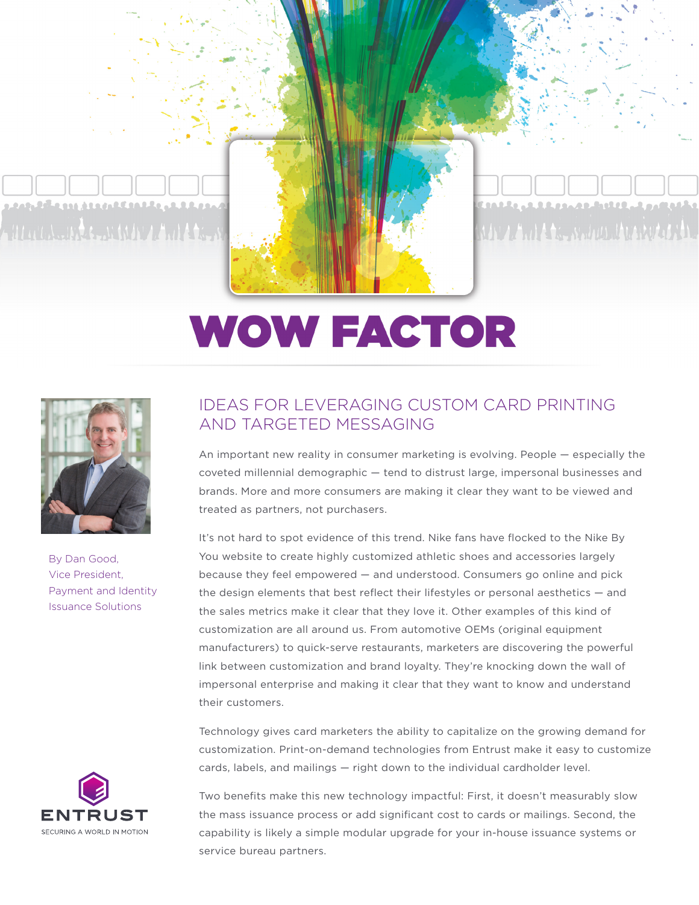# WOW FACTOR

By Dan Good,
Vice President,
Payment and Identity
Issuance Solutions

## IDEAS FOR LEVERAGING CUSTOM CARD PRINTING AND TARGETED MESSAGING

An important new reality in consumer marketing is evolving. People — especially the coveted millennial demographic — tend to distrust large, impersonal businesses and brands. More and more consumers are making it clear they want to be viewed and treated as partners, not purchasers.

It's not hard to spot evidence of this trend. Nike fans have flocked to the Nike By You website to create highly customized athletic shoes and accessories largely because they feel empowered — and understood. Consumers go online and pick the design elements that best reflect their lifestyles or personal aesthetics — and the sales metrics make it clear that they love it. Other examples of this kind of customization are all around us. From automotive OEMs (original equipment manufacturers) to quick-serve restaurants, marketers are discovering the powerful link between customization and brand loyalty. They're knocking down the wall of impersonal enterprise and making it clear that they want to know and understand their customers.

Technology gives card marketers the ability to capitalize on the growing demand for customization. Print-on-demand technologies from Entrust make it easy to customize cards, labels, and mailings — right down to the individual cardholder level.

Two benefits make this new technology impactful: First, it doesn't measurably slow the mass issuance process or add significant cost to cards or mailings. Second, the capability is likely a simple modular upgrade for your in-house issuance systems or service bureau partners.

ENTRUST
SECURING A WORLD IN MOTION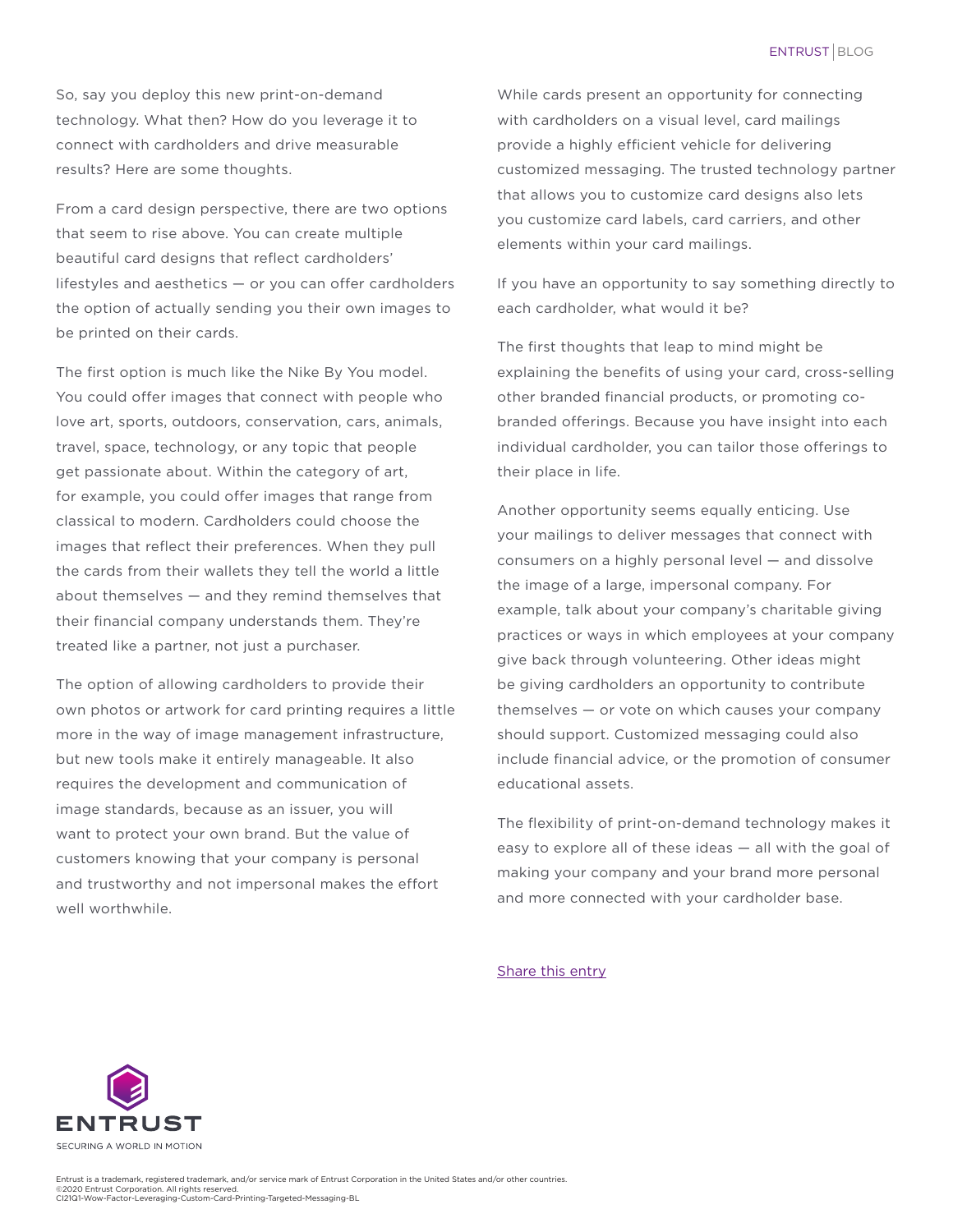So, say you deploy this new print-on-demand technology. What then? How do you leverage it to connect with cardholders and drive measurable results? Here are some thoughts.

From a card design perspective, there are two options that seem to rise above. You can create multiple beautiful card designs that reflect cardholders' lifestyles and aesthetics — or you can offer cardholders the option of actually sending you their own images to be printed on their cards.

The first option is much like the Nike By You model. You could offer images that connect with people who love art, sports, outdoors, conservation, cars, animals, travel, space, technology, or any topic that people get passionate about. Within the category of art, for example, you could offer images that range from classical to modern. Cardholders could choose the images that reflect their preferences. When they pull the cards from their wallets they tell the world a little about themselves — and they remind themselves that their financial company understands them. They're treated like a partner, not just a purchaser.

The option of allowing cardholders to provide their own photos or artwork for card printing requires a little more in the way of image management infrastructure, but new tools make it entirely manageable. It also requires the development and communication of image standards, because as an issuer, you will want to protect your own brand. But the value of customers knowing that your company is personal and trustworthy and not impersonal makes the effort well worthwhile.

While cards present an opportunity for connecting with cardholders on a visual level, card mailings provide a highly efficient vehicle for delivering customized messaging. The trusted technology partner that allows you to customize card designs also lets you customize card labels, card carriers, and other elements within your card mailings.

If you have an opportunity to say something directly to each cardholder, what would it be?

The first thoughts that leap to mind might be explaining the benefits of using your card, cross-selling other branded financial products, or promoting co-branded offerings. Because you have insight into each individual cardholder, you can tailor those offerings to their place in life.

Another opportunity seems equally enticing. Use your mailings to deliver messages that connect with consumers on a highly personal level — and dissolve the image of a large, impersonal company. For example, talk about your company's charitable giving practices or ways in which employees at your company give back through volunteering. Other ideas might be giving cardholders an opportunity to contribute themselves — or vote on which causes your company should support. Customized messaging could also include financial advice, or the promotion of consumer educational assets.

The flexibility of print-on-demand technology makes it easy to explore all of these ideas — all with the goal of making your company and your brand more personal and more connected with your cardholder base.

Share this entry

ENTRUST

SECURING A WORLD IN MOTION

Entrust is a trademark, registered trademark, and/or service mark of Entrust Corporation in the United States and/or other countries.
©2020 Entrust Corporation. All rights reserved.
CI21Q1-Wow-Factor-Leveraging-Custom-Card-Printing-Targeted-Messaging-BL